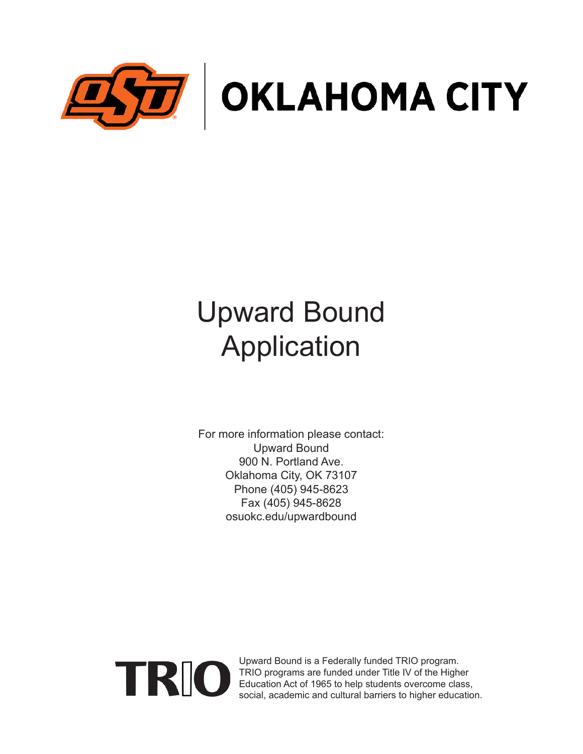OKLAHOMA CITY

# Upward Bound Application

For more information please contact:
Upward Bound
900 N. Portland Ave.
Oklahoma City, OK 73107
Phone (405) 945-8623
Fax (405) 945-8628
osuokc.edu/upwardbound

TRIO

Upward Bound is a Federally funded TRIO program. TRIO programs are funded under Title IV of the Higher Education Act of 1965 to help students overcome class, social, academic and cultural barriers to higher education.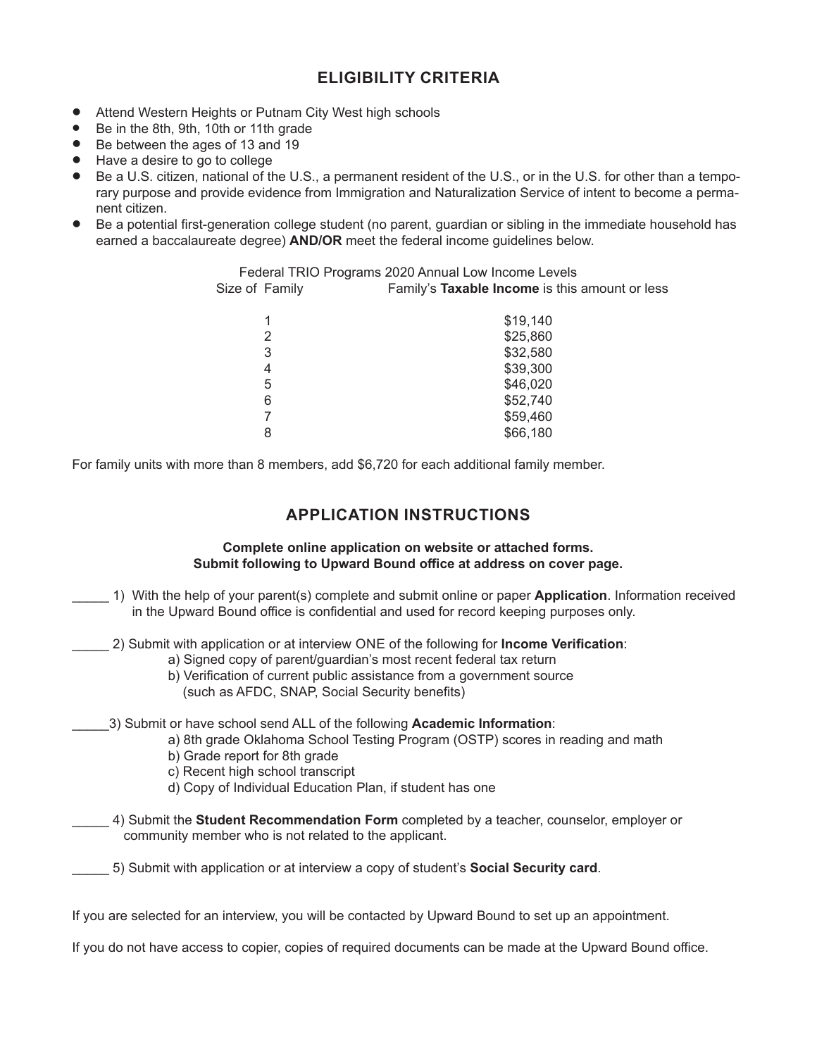## ELIGIBILITY CRITERIA

- Attend Western Heights or Putnam City West high schools
- Be in the 8th, 9th, 10th or 11th grade
- Be between the ages of 13 and 19
- Have a desire to go to college
- Be a U.S. citizen, national of the U.S., a permanent resident of the U.S., or in the U.S. for other than a temporary purpose and provide evidence from Immigration and Naturalization Service of intent to become a permanent citizen.
- Be a potential first-generation college student (no parent, guardian or sibling in the immediate household has earned a baccalaureate degree) **AND/OR** meet the federal income guidelines below.

Federal TRIO Programs 2020 Annual Low Income Levels

| Size of Family | Family's **Taxable Income** is this amount or less |
|---|---|
| 1 | $19,140 |
| 2 | $25,860 |
| 3 | $32,580 |
| 4 | $39,300 |
| 5 | $46,020 |
| 6 | $52,740 |
| 7 | $59,460 |
| 8 | $66,180 |

For family units with more than 8 members, add $6,720 for each additional family member.

## APPLICATION INSTRUCTIONS

**Complete online application on website or attached forms.**
**Submit following to Upward Bound office at address on cover page.**

_____ 1) With the help of your parent(s) complete and submit online or paper **Application**. Information received in the Upward Bound office is confidential and used for record keeping purposes only.

_____ 2) Submit with application or at interview ONE of the following for **Income Verification**:
- a) Signed copy of parent/guardian's most recent federal tax return
- b) Verification of current public assistance from a government source (such as AFDC, SNAP, Social Security benefits)

_____3) Submit or have school send ALL of the following **Academic Information**:
- a) 8th grade Oklahoma School Testing Program (OSTP) scores in reading and math
- b) Grade report for 8th grade
- c) Recent high school transcript
- d) Copy of Individual Education Plan, if student has one

_____ 4) Submit the **Student Recommendation Form** completed by a teacher, counselor, employer or community member who is not related to the applicant.

_____ 5) Submit with application or at interview a copy of student's **Social Security card**.

If you are selected for an interview, you will be contacted by Upward Bound to set up an appointment.

If you do not have access to copier, copies of required documents can be made at the Upward Bound office.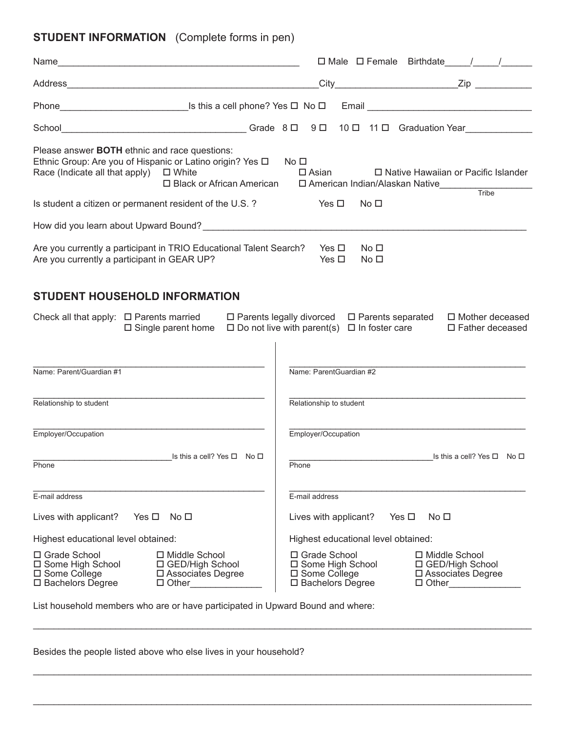## STUDENT INFORMATION (Complete forms in pen)

Name_______________________________________________ ☐ Male ☐ Female Birthdate_____/_____/______

Address_________________________________________________City_______________________Zip ___________

Phone________________________Is this a cell phone? Yes ☐ No ☐ Email _______________________________

School___________________________________ Grade 8 ☐ 9 ☐ 10 ☐ 11 ☐ Graduation Year_____________

Please answer **BOTH** ethnic and race questions:
Ethnic Group: Are you of Hispanic or Latino origin? Yes ☐ No ☐
Race (Indicate all that apply) ☐ White ☐ Asian ☐ Native Hawaiian or Pacific Islander
☐ Black or African American ☐ American Indian/Alaskan Native_________________
Tribe

Is student a citizen or permanent resident of the U.S. ? Yes ☐ No ☐

How did you learn about Upward Bound? _______________________________________________________________

Are you currently a participant in TRIO Educational Talent Search? Yes ☐ No ☐
Are you currently a participant in GEAR UP? Yes ☐ No ☐

## STUDENT HOUSEHOLD INFORMATION

Check all that apply: ☐ Parents married ☐ Parents legally divorced ☐ Parents separated ☐ Mother deceased
☐ Single parent home ☐ Do not live with parent(s) ☐ In foster care ☐ Father deceased

_____________________________________________
Name: Parent/Guardian #1

_____________________________________________
Relationship to student

_____________________________________________
Employer/Occupation

_____________________________Is this a cell? Yes ☐ No ☐
Phone

_____________________________________________
E-mail address

Lives with applicant? Yes ☐ No ☐

Highest educational level obtained:

☐ Grade School ☐ Middle School
☐ Some High School ☐ GED/High School
☐ Some College ☐ Associates Degree
☐ Bachelors Degree ☐ Other______________

_____________________________________________
Name: ParentGuardian #2

_____________________________________________
Relationship to student

_____________________________________________
Employer/Occupation

_____________________________Is this a cell? Yes ☐ No ☐
Phone

_____________________________________________
E-mail address

Lives with applicant? Yes ☐ No ☐

Highest educational level obtained:

☐ Grade School ☐ Middle School
☐ Some High School ☐ GED/High School
☐ Some College ☐ Associates Degree
☐ Bachelors Degree ☐ Other______________

List household members who are or have participated in Upward Bound and where:

_____________________________________________________________________________________________

Besides the people listed above who else lives in your household?

_____________________________________________________________________________________________

_____________________________________________________________________________________________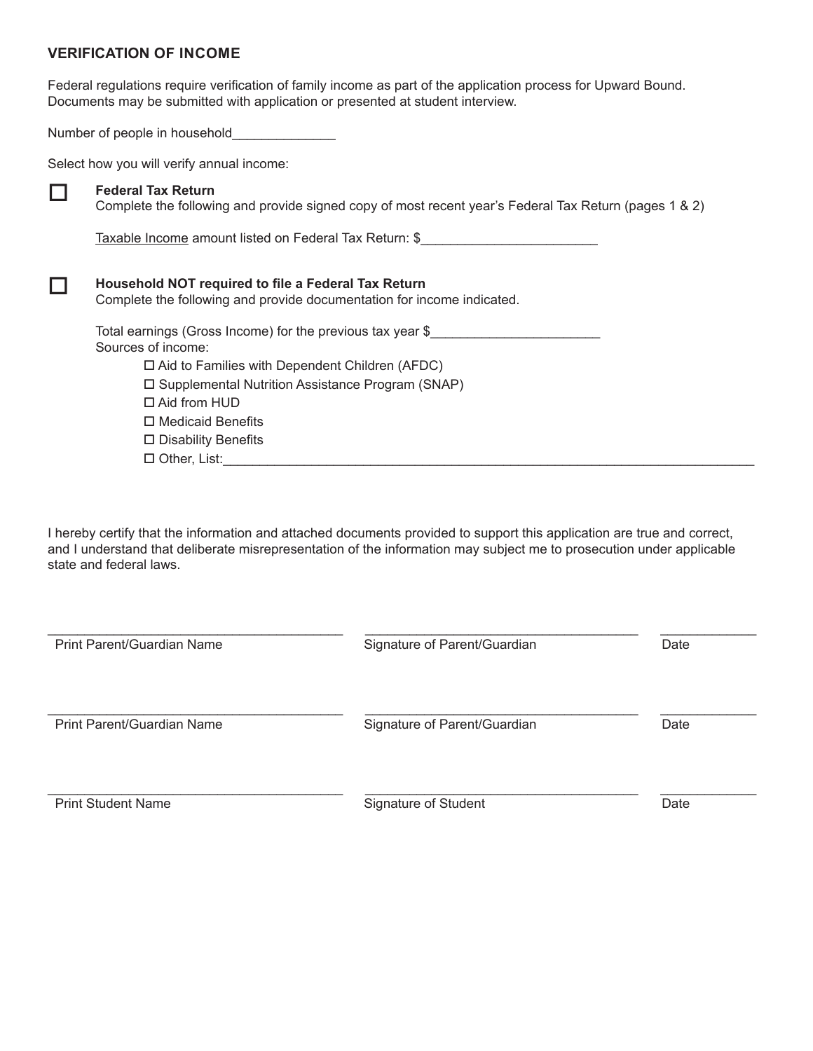## VERIFICATION OF INCOME

Federal regulations require verification of family income as part of the application process for Upward Bound. Documents may be submitted with application or presented at student interview.

Number of people in household______________

Select how you will verify annual income:

☐ **Federal Tax Return**
Complete the following and provide signed copy of most recent year's Federal Tax Return (pages 1 & 2)

Taxable Income amount listed on Federal Tax Return: $________________________

☐ **Household NOT required to file a Federal Tax Return**
Complete the following and provide documentation for income indicated.

Total earnings (Gross Income) for the previous tax year $_______________________
Sources of income:

- ☐ Aid to Families with Dependent Children (AFDC)
- ☐ Supplemental Nutrition Assistance Program (SNAP)
- ☐ Aid from HUD
- ☐ Medicaid Benefits
- ☐ Disability Benefits
- ☐ Other, List:_____________________________________________________________________________

I hereby certify that the information and attached documents provided to support this application are true and correct, and I understand that deliberate misrepresentation of the information may subject me to prosecution under applicable state and federal laws.

________________________________________ ________________________________________ _____________
Print Parent/Guardian Name Signature of Parent/Guardian Date

________________________________________ ________________________________________ _____________
Print Parent/Guardian Name Signature of Parent/Guardian Date

________________________________________ ________________________________________ _____________
Print Student Name Signature of Student Date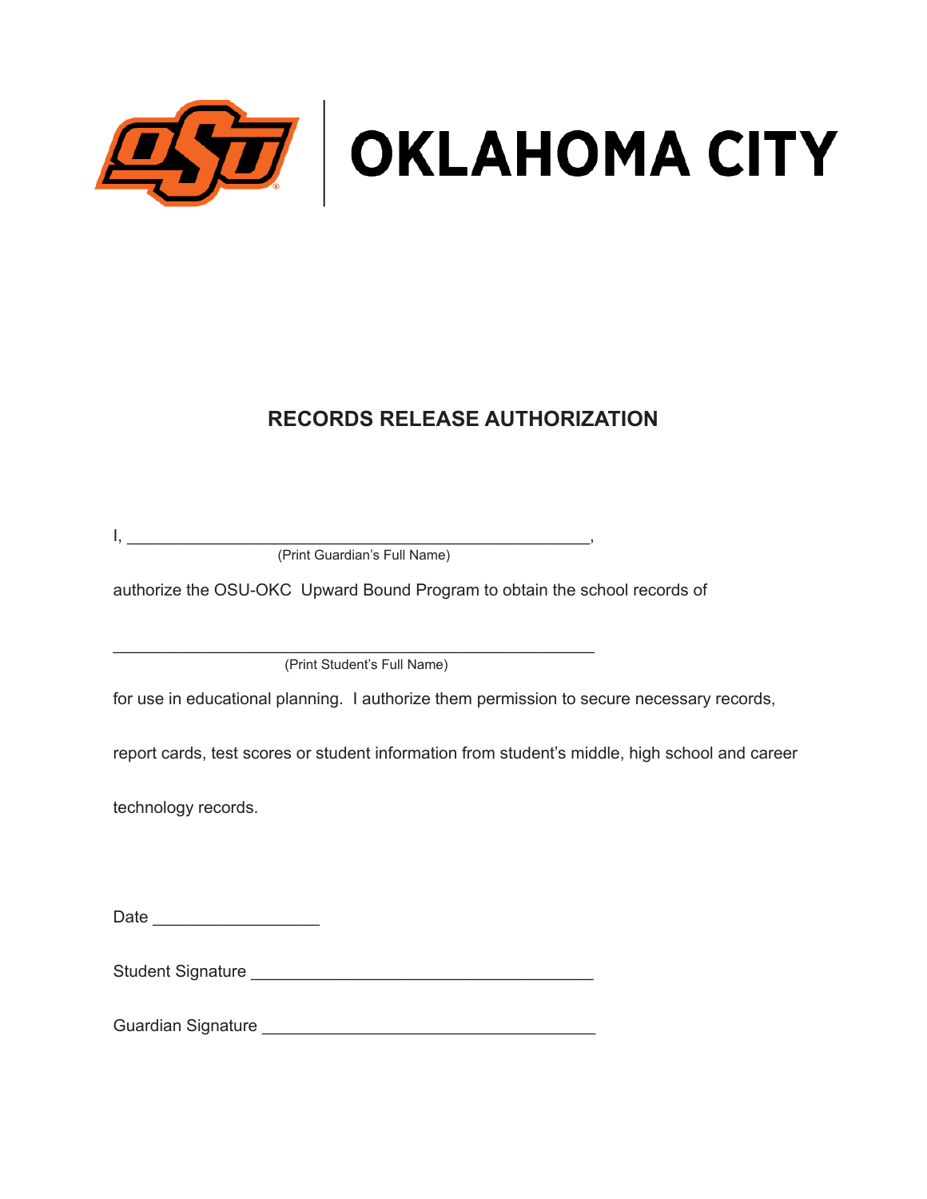OSU | OKLAHOMA CITY

# RECORDS RELEASE AUTHORIZATION

I, \_\_\_\_\_\_\_\_\_\_\_\_\_\_\_\_\_\_\_\_\_\_\_\_\_\_\_\_\_\_\_\_\_\_\_\_\_\_\_\_\_\_\_\_\_\_\_\_\_\_\_\_,
(Print Guardian's Full Name)

authorize the OSU-OKC Upward Bound Program to obtain the school records of

\_\_\_\_\_\_\_\_\_\_\_\_\_\_\_\_\_\_\_\_\_\_\_\_\_\_\_\_\_\_\_\_\_\_\_\_\_\_\_\_\_\_\_\_\_\_\_\_\_\_\_\_\_\_
(Print Student's Full Name)

for use in educational planning. I authorize them permission to secure necessary records, report cards, test scores or student information from student's middle, high school and career technology records.

Date \_\_\_\_\_\_\_\_\_\_\_\_\_\_\_\_\_\_\_

Student Signature \_\_\_\_\_\_\_\_\_\_\_\_\_\_\_\_\_\_\_\_\_\_\_\_\_\_\_\_\_\_\_\_\_\_\_\_\_\_

Guardian Signature \_\_\_\_\_\_\_\_\_\_\_\_\_\_\_\_\_\_\_\_\_\_\_\_\_\_\_\_\_\_\_\_\_\_\_\_\_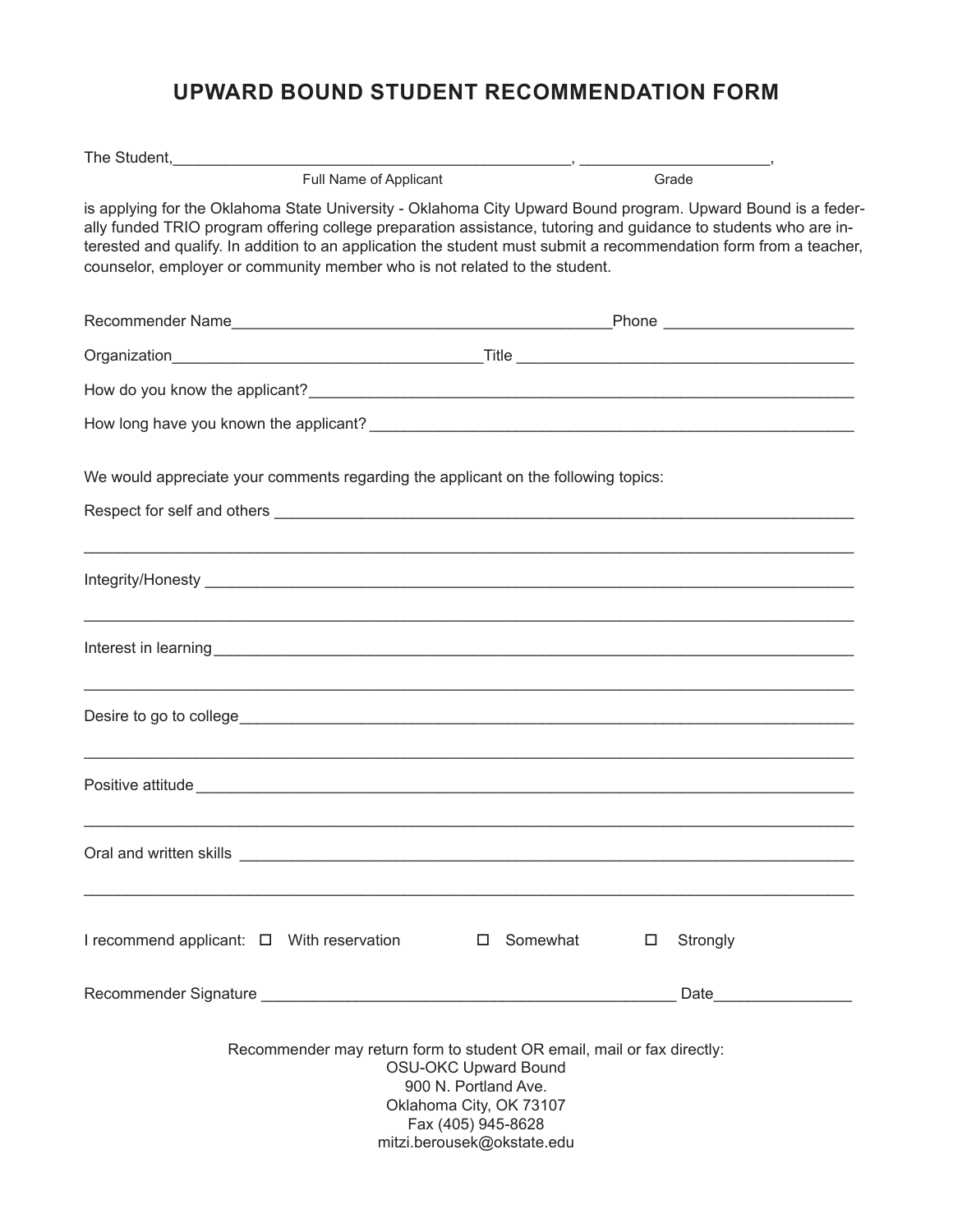# UPWARD BOUND STUDENT RECOMMENDATION FORM

The Student,______________________________________________, _____________________,
Full Name of Applicant Grade

is applying for the Oklahoma State University - Oklahoma City Upward Bound program. Upward Bound is a federally funded TRIO program offering college preparation assistance, tutoring and guidance to students who are interested and qualify. In addition to an application the student must submit a recommendation form from a teacher, counselor, employer or community member who is not related to the student.

Recommender Name____________________________________________Phone _____________________

Organization___________________________________Title _______________________________________

How do you know the applicant?_______________________________________________________________

How long have you known the applicant? _______________________________________________________

We would appreciate your comments regarding the applicant on the following topics:

Respect for self and others ____________________________________________________________________

_______________________________________________________________________________________

Integrity/Honesty ___________________________________________________________________________

_______________________________________________________________________________________

Interest in learning__________________________________________________________________________

_______________________________________________________________________________________

Desire to go to college________________________________________________________________________

_______________________________________________________________________________________

Positive attitude ____________________________________________________________________________

_______________________________________________________________________________________

Oral and written skills ________________________________________________________________________

_______________________________________________________________________________________

I recommend applicant: ☐ With reservation ☐ Somewhat ☐ Strongly

Recommender Signature _______________________________________________ Date________________

Recommender may return form to student OR email, mail or fax directly:
OSU-OKC Upward Bound
900 N. Portland Ave.
Oklahoma City, OK 73107
Fax (405) 945-8628
mitzi.berousek@okstate.edu